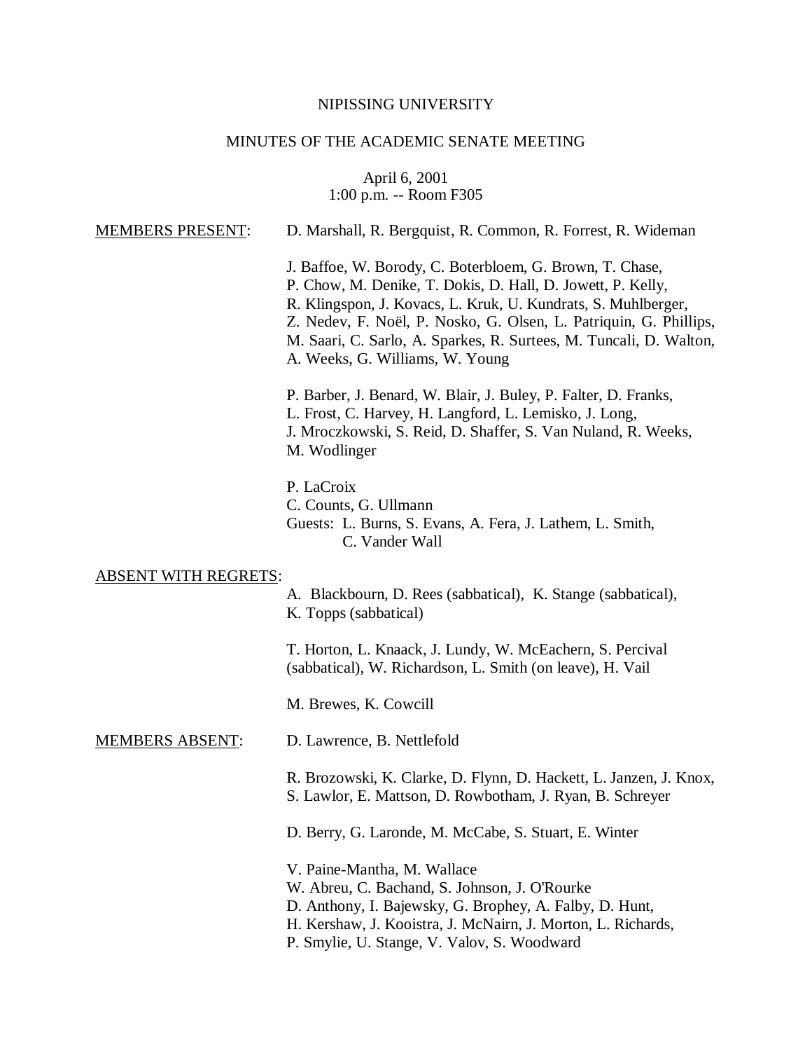NIPISSING UNIVERSITY

MINUTES OF THE ACADEMIC SENATE MEETING

April 6, 2001
1:00 p.m. -- Room F305

MEMBERS PRESENT:

D. Marshall, R. Bergquist, R. Common, R. Forrest, R. Wideman

J. Baffoe, W. Borody, C. Boterbloem, G. Brown, T. Chase, P. Chow, M. Denike, T. Dokis, D. Hall, D. Jowett, P. Kelly, R. Klingspon, J. Kovacs, L. Kruk, U. Kundrats, S. Muhlberger, Z. Nedev, F. Noël, P. Nosko, G. Olsen, L. Patriquin, G. Phillips, M. Saari, C. Sarlo, A. Sparkes, R. Surtees, M. Tuncali, D. Walton, A. Weeks, G. Williams, W. Young

P. Barber, J. Benard, W. Blair, J. Buley, P. Falter, D. Franks, L. Frost, C. Harvey, H. Langford, L. Lemisko, J. Long, J. Mroczkowski, S. Reid, D. Shaffer, S. Van Nuland, R. Weeks, M. Wodlinger

P. LaCroix
C. Counts, G. Ullmann
Guests: L. Burns, S. Evans, A. Fera, J. Lathem, L. Smith, C. Vander Wall

ABSENT WITH REGRETS:

A. Blackbourn, D. Rees (sabbatical), K. Stange (sabbatical), K. Topps (sabbatical)

T. Horton, L. Knaack, J. Lundy, W. McEachern, S. Percival (sabbatical), W. Richardson, L. Smith (on leave), H. Vail

M. Brewes, K. Cowcill

MEMBERS ABSENT:

D. Lawrence, B. Nettlefold

R. Brozowski, K. Clarke, D. Flynn, D. Hackett, L. Janzen, J. Knox, S. Lawlor, E. Mattson, D. Rowbotham, J. Ryan, B. Schreyer

D. Berry, G. Laronde, M. McCabe, S. Stuart, E. Winter

V. Paine-Mantha, M. Wallace
W. Abreu, C. Bachand, S. Johnson, J. O'Rourke
D. Anthony, I. Bajewsky, G. Brophey, A. Falby, D. Hunt, H. Kershaw, J. Kooistra, J. McNairn, J. Morton, L. Richards, P. Smylie, U. Stange, V. Valov, S. Woodward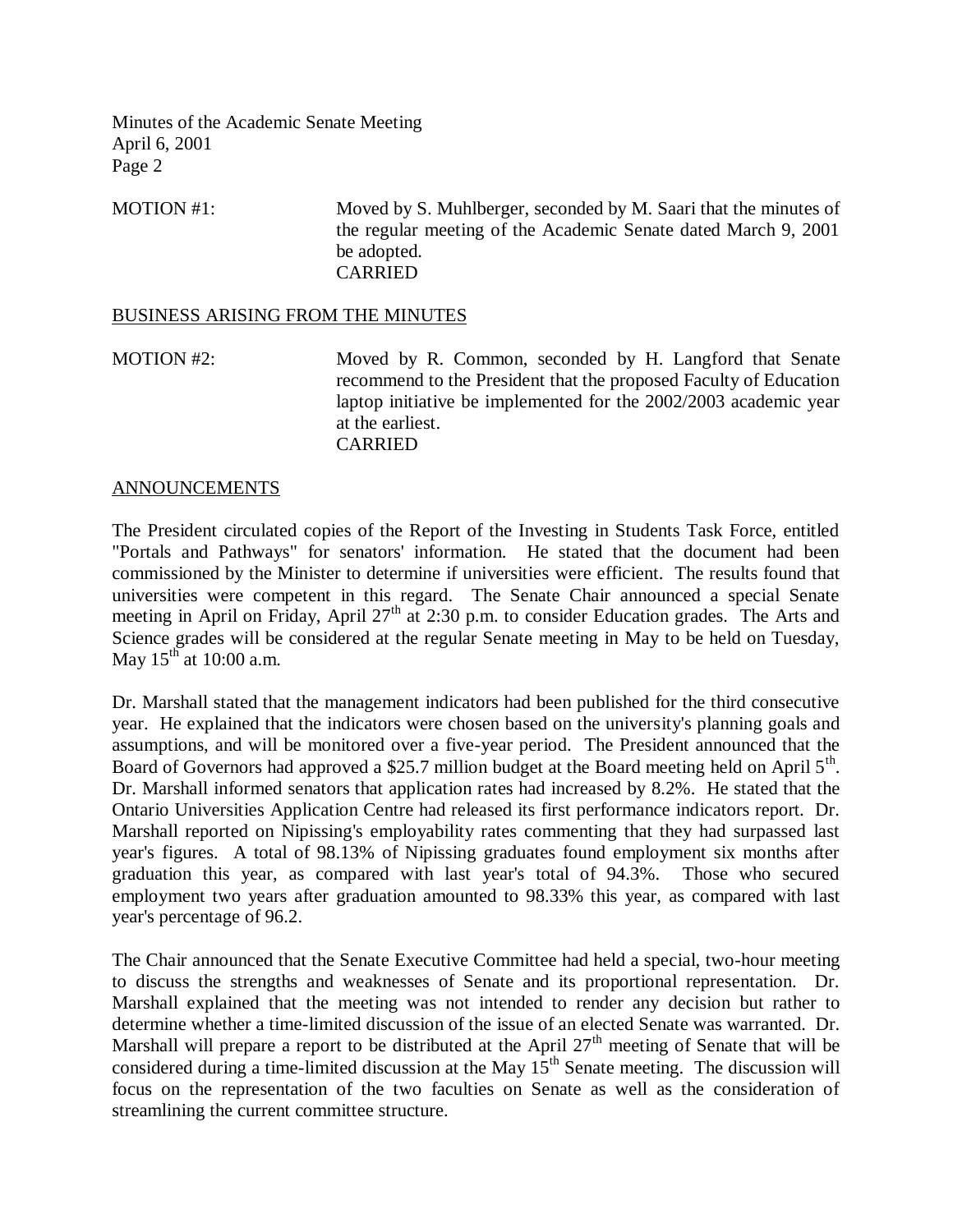MOTION #1: Moved by S. Muhlberger, seconded by M. Saari that the minutes of the regular meeting of the Academic Senate dated March 9, 2001 be adopted.
CARRIED

## BUSINESS ARISING FROM THE MINUTES

MOTION #2: Moved by R. Common, seconded by H. Langford that Senate recommend to the President that the proposed Faculty of Education laptop initiative be implemented for the 2002/2003 academic year at the earliest.
CARRIED

## ANNOUNCEMENTS

The President circulated copies of the Report of the Investing in Students Task Force, entitled "Portals and Pathways" for senators' information. He stated that the document had been commissioned by the Minister to determine if universities were efficient. The results found that universities were competent in this regard. The Senate Chair announced a special Senate meeting in April on Friday, April 27th at 2:30 p.m. to consider Education grades. The Arts and Science grades will be considered at the regular Senate meeting in May to be held on Tuesday, May 15th at 10:00 a.m.

Dr. Marshall stated that the management indicators had been published for the third consecutive year. He explained that the indicators were chosen based on the university's planning goals and assumptions, and will be monitored over a five-year period. The President announced that the Board of Governors had approved a $25.7 million budget at the Board meeting held on April 5th. Dr. Marshall informed senators that application rates had increased by 8.2%. He stated that the Ontario Universities Application Centre had released its first performance indicators report. Dr. Marshall reported on Nipissing's employability rates commenting that they had surpassed last year's figures. A total of 98.13% of Nipissing graduates found employment six months after graduation this year, as compared with last year's total of 94.3%. Those who secured employment two years after graduation amounted to 98.33% this year, as compared with last year's percentage of 96.2.

The Chair announced that the Senate Executive Committee had held a special, two-hour meeting to discuss the strengths and weaknesses of Senate and its proportional representation. Dr. Marshall explained that the meeting was not intended to render any decision but rather to determine whether a time-limited discussion of the issue of an elected Senate was warranted. Dr. Marshall will prepare a report to be distributed at the April 27th meeting of Senate that will be considered during a time-limited discussion at the May 15th Senate meeting. The discussion will focus on the representation of the two faculties on Senate as well as the consideration of streamlining the current committee structure.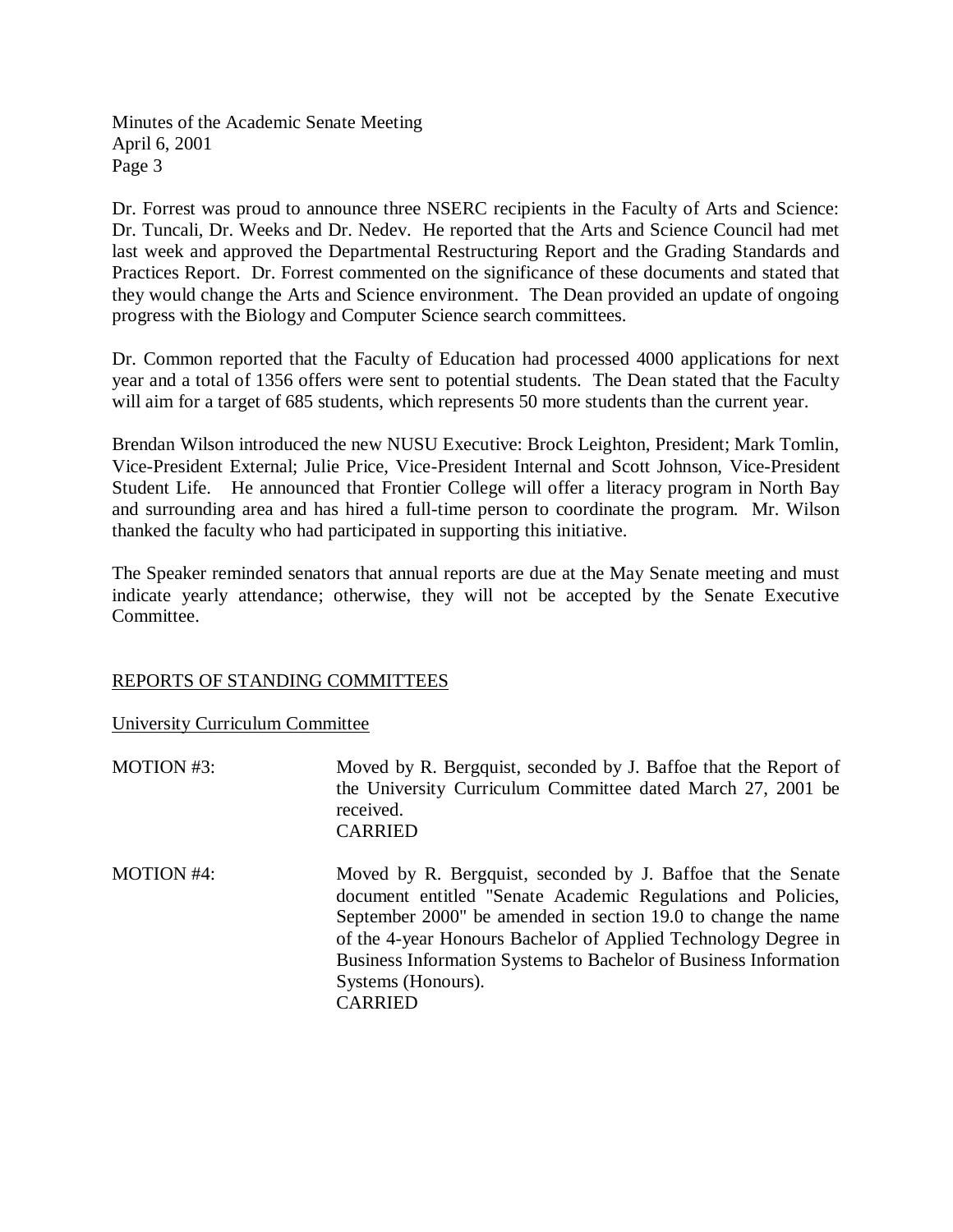Dr. Forrest was proud to announce three NSERC recipients in the Faculty of Arts and Science: Dr. Tuncali, Dr. Weeks and Dr. Nedev. He reported that the Arts and Science Council had met last week and approved the Departmental Restructuring Report and the Grading Standards and Practices Report. Dr. Forrest commented on the significance of these documents and stated that they would change the Arts and Science environment. The Dean provided an update of ongoing progress with the Biology and Computer Science search committees.

Dr. Common reported that the Faculty of Education had processed 4000 applications for next year and a total of 1356 offers were sent to potential students. The Dean stated that the Faculty will aim for a target of 685 students, which represents 50 more students than the current year.

Brendan Wilson introduced the new NUSU Executive: Brock Leighton, President; Mark Tomlin, Vice-President External; Julie Price, Vice-President Internal and Scott Johnson, Vice-President Student Life. He announced that Frontier College will offer a literacy program in North Bay and surrounding area and has hired a full-time person to coordinate the program. Mr. Wilson thanked the faculty who had participated in supporting this initiative.

The Speaker reminded senators that annual reports are due at the May Senate meeting and must indicate yearly attendance; otherwise, they will not be accepted by the Senate Executive Committee.

## REPORTS OF STANDING COMMITTEES

### University Curriculum Committee

MOTION #3: Moved by R. Bergquist, seconded by J. Baffoe that the Report of the University Curriculum Committee dated March 27, 2001 be received.
CARRIED

MOTION #4: Moved by R. Bergquist, seconded by J. Baffoe that the Senate document entitled "Senate Academic Regulations and Policies, September 2000" be amended in section 19.0 to change the name of the 4-year Honours Bachelor of Applied Technology Degree in Business Information Systems to Bachelor of Business Information Systems (Honours).
CARRIED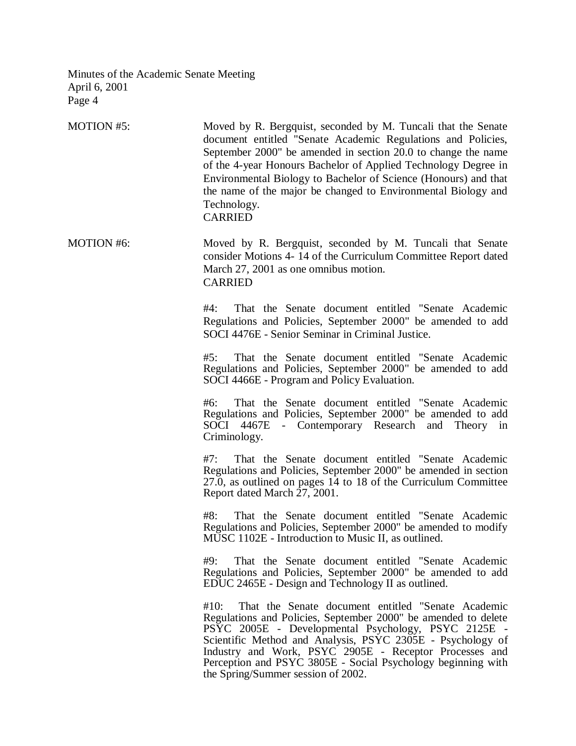MOTION #5: Moved by R. Bergquist, seconded by M. Tuncali that the Senate document entitled "Senate Academic Regulations and Policies, September 2000" be amended in section 20.0 to change the name of the 4-year Honours Bachelor of Applied Technology Degree in Environmental Biology to Bachelor of Science (Honours) and that the name of the major be changed to Environmental Biology and Technology.
CARRIED

MOTION #6: Moved by R. Bergquist, seconded by M. Tuncali that Senate consider Motions 4- 14 of the Curriculum Committee Report dated March 27, 2001 as one omnibus motion.
CARRIED

#4: That the Senate document entitled "Senate Academic Regulations and Policies, September 2000" be amended to add SOCI 4476E - Senior Seminar in Criminal Justice.

#5: That the Senate document entitled "Senate Academic Regulations and Policies, September 2000" be amended to add SOCI 4466E - Program and Policy Evaluation.

#6: That the Senate document entitled "Senate Academic Regulations and Policies, September 2000" be amended to add SOCI 4467E - Contemporary Research and Theory in Criminology.

#7: That the Senate document entitled "Senate Academic Regulations and Policies, September 2000" be amended in section 27.0, as outlined on pages 14 to 18 of the Curriculum Committee Report dated March 27, 2001.

#8: That the Senate document entitled "Senate Academic Regulations and Policies, September 2000" be amended to modify MUSC 1102E - Introduction to Music II, as outlined.

#9: That the Senate document entitled "Senate Academic Regulations and Policies, September 2000" be amended to add EDUC 2465E - Design and Technology II as outlined.

#10: That the Senate document entitled "Senate Academic Regulations and Policies, September 2000" be amended to delete PSYC 2005E - Developmental Psychology, PSYC 2125E - Scientific Method and Analysis, PSYC 2305E - Psychology of Industry and Work, PSYC 2905E - Receptor Processes and Perception and PSYC 3805E - Social Psychology beginning with the Spring/Summer session of 2002.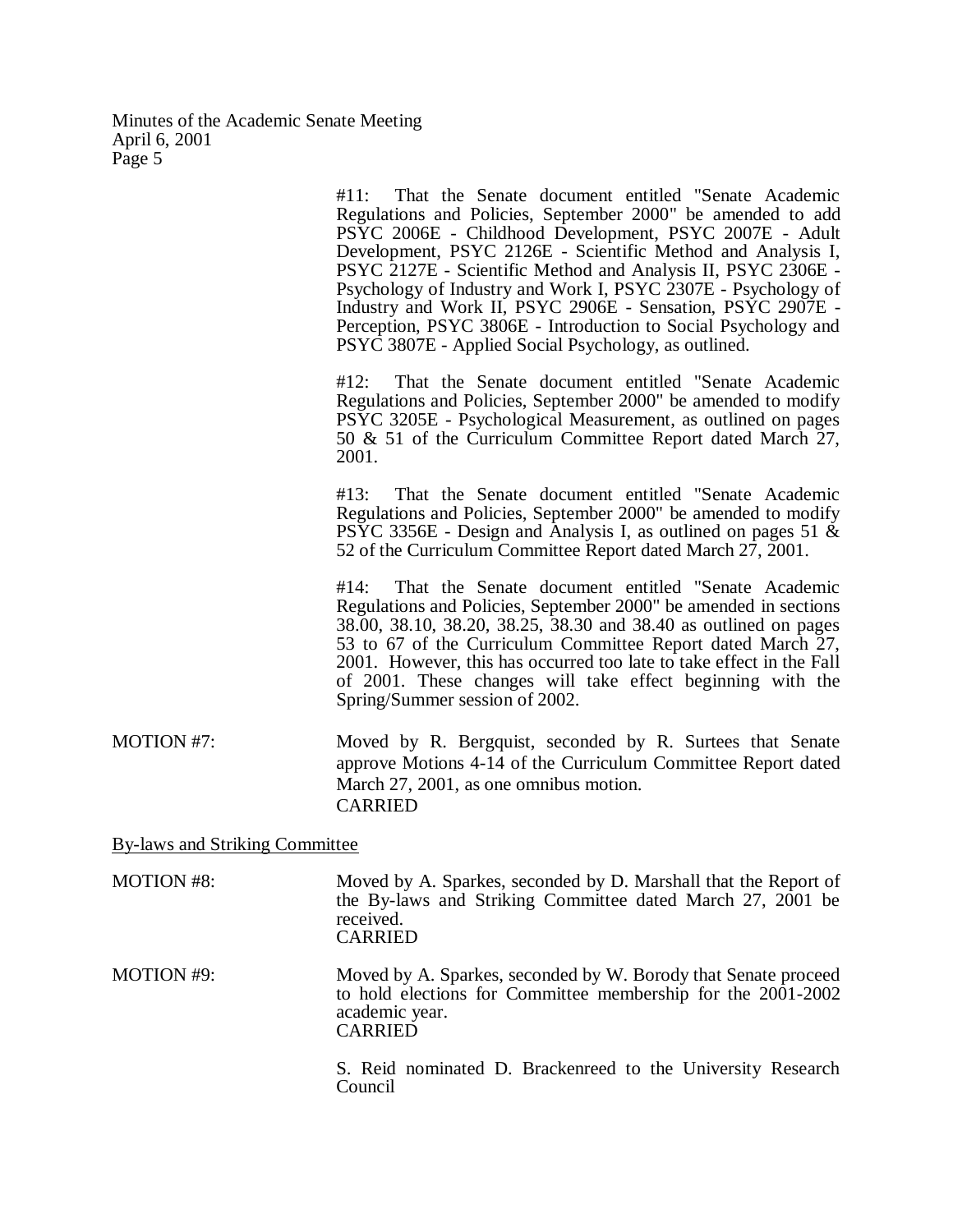#11: That the Senate document entitled "Senate Academic Regulations and Policies, September 2000" be amended to add PSYC 2006E - Childhood Development, PSYC 2007E - Adult Development, PSYC 2126E - Scientific Method and Analysis I, PSYC 2127E - Scientific Method and Analysis II, PSYC 2306E - Psychology of Industry and Work I, PSYC 2307E - Psychology of Industry and Work II, PSYC 2906E - Sensation, PSYC 2907E - Perception, PSYC 3806E - Introduction to Social Psychology and PSYC 3807E - Applied Social Psychology, as outlined.

#12: That the Senate document entitled "Senate Academic Regulations and Policies, September 2000" be amended to modify PSYC 3205E - Psychological Measurement, as outlined on pages 50 & 51 of the Curriculum Committee Report dated March 27, 2001.

#13: That the Senate document entitled "Senate Academic Regulations and Policies, September 2000" be amended to modify PSYC 3356E - Design and Analysis I, as outlined on pages 51 & 52 of the Curriculum Committee Report dated March 27, 2001.

#14: That the Senate document entitled "Senate Academic Regulations and Policies, September 2000" be amended in sections 38.00, 38.10, 38.20, 38.25, 38.30 and 38.40 as outlined on pages 53 to 67 of the Curriculum Committee Report dated March 27, 2001. However, this has occurred too late to take effect in the Fall of 2001. These changes will take effect beginning with the Spring/Summer session of 2002.

MOTION #7: Moved by R. Bergquist, seconded by R. Surtees that Senate approve Motions 4-14 of the Curriculum Committee Report dated March 27, 2001, as one omnibus motion.
CARRIED

By-laws and Striking Committee

MOTION #8: Moved by A. Sparkes, seconded by D. Marshall that the Report of the By-laws and Striking Committee dated March 27, 2001 be received.
CARRIED

MOTION #9: Moved by A. Sparkes, seconded by W. Borody that Senate proceed to hold elections for Committee membership for the 2001-2002 academic year.
CARRIED

S. Reid nominated D. Brackenreed to the University Research Council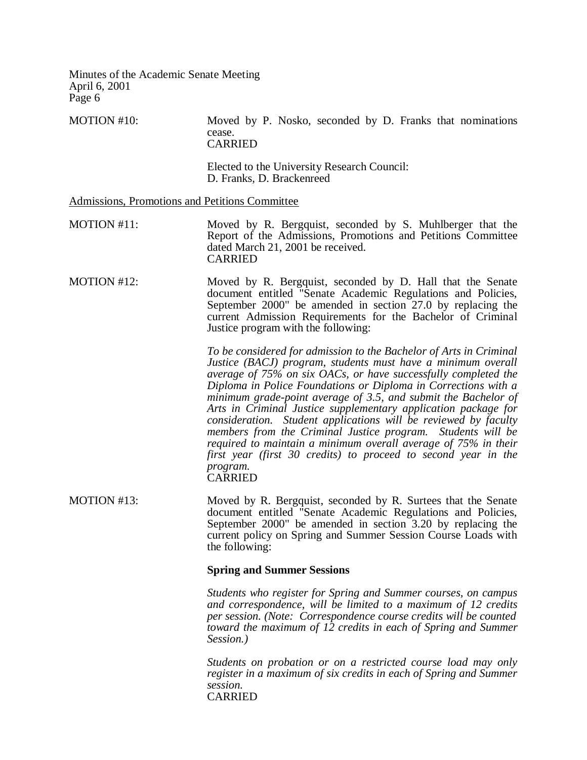MOTION #10: Moved by P. Nosko, seconded by D. Franks that nominations cease.
CARRIED

Elected to the University Research Council:
D. Franks, D. Brackenreed

Admissions, Promotions and Petitions Committee

MOTION #11: Moved by R. Bergquist, seconded by S. Muhlberger that the Report of the Admissions, Promotions and Petitions Committee dated March 21, 2001 be received.
CARRIED

MOTION #12: Moved by R. Bergquist, seconded by D. Hall that the Senate document entitled "Senate Academic Regulations and Policies, September 2000" be amended in section 27.0 by replacing the current Admission Requirements for the Bachelor of Criminal Justice program with the following:

*To be considered for admission to the Bachelor of Arts in Criminal Justice (BACJ) program, students must have a minimum overall average of 75% on six OACs, or have successfully completed the Diploma in Police Foundations or Diploma in Corrections with a minimum grade-point average of 3.5, and submit the Bachelor of Arts in Criminal Justice supplementary application package for consideration. Student applications will be reviewed by faculty members from the Criminal Justice program. Students will be required to maintain a minimum overall average of 75% in their first year (first 30 credits) to proceed to second year in the program.*
CARRIED

MOTION #13: Moved by R. Bergquist, seconded by R. Surtees that the Senate document entitled "Senate Academic Regulations and Policies, September 2000" be amended in section 3.20 by replacing the current policy on Spring and Summer Session Course Loads with the following:

**Spring and Summer Sessions**

*Students who register for Spring and Summer courses, on campus and correspondence, will be limited to a maximum of 12 credits per session. (Note: Correspondence course credits will be counted toward the maximum of 12 credits in each of Spring and Summer Session.)*

*Students on probation or on a restricted course load may only register in a maximum of six credits in each of Spring and Summer session.*
CARRIED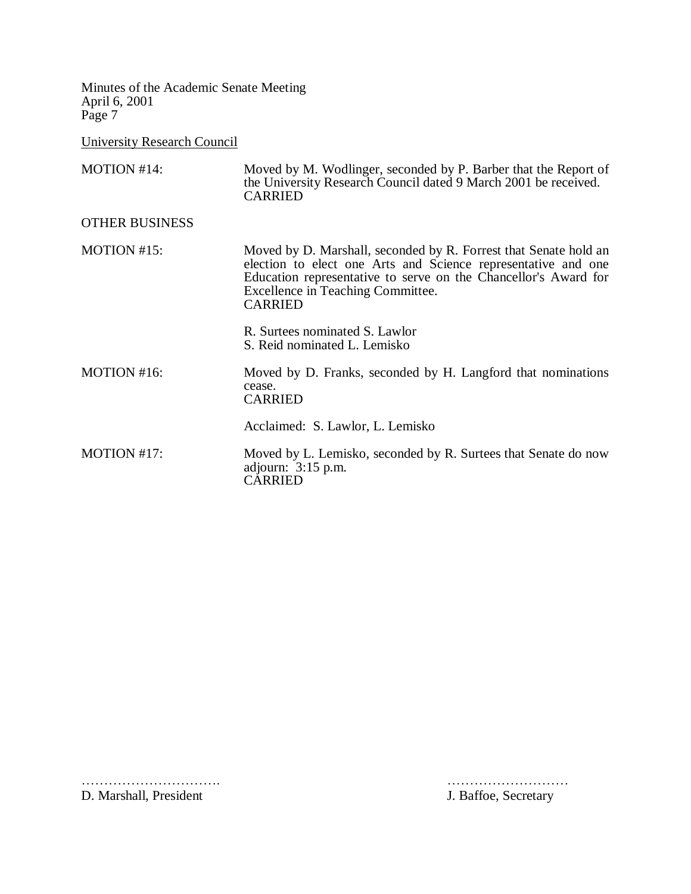University Research Council

MOTION #14: Moved by M. Wodlinger, seconded by P. Barber that the Report of the University Research Council dated 9 March 2001 be received.
CARRIED

OTHER BUSINESS

MOTION #15: Moved by D. Marshall, seconded by R. Forrest that Senate hold an election to elect one Arts and Science representative and one Education representative to serve on the Chancellor's Award for Excellence in Teaching Committee.
CARRIED

R. Surtees nominated S. Lawlor
S. Reid nominated L. Lemisko

MOTION #16: Moved by D. Franks, seconded by H. Langford that nominations cease.
CARRIED

Acclaimed: S. Lawlor, L. Lemisko

MOTION #17: Moved by L. Lemisko, seconded by R. Surtees that Senate do now adjourn: 3:15 p.m.
CARRIED

………………………….
D. Marshall, President

………………………
J. Baffoe, Secretary